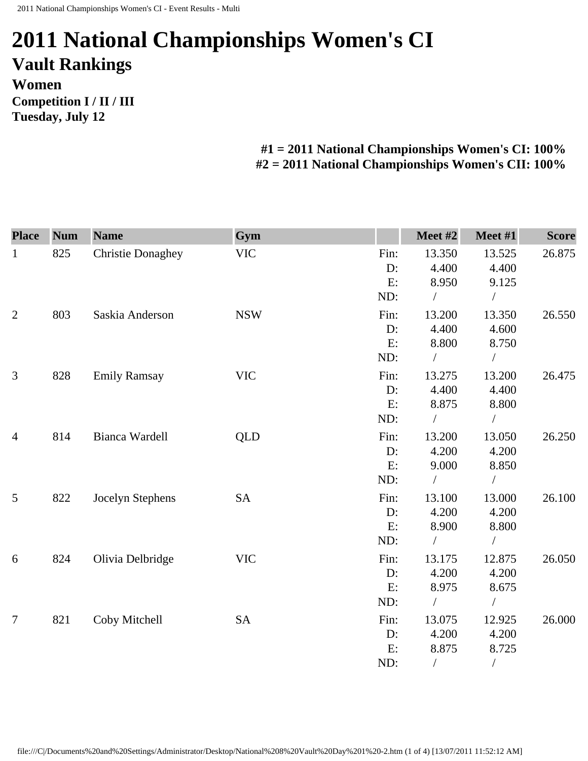# 2011 National Championships Women's CI

## Vault Rankings

### Women

**Competition I / II / III**

**Tuesday, July 12**

**#1 = 2011 National Championships Women's CI: 100%**
**#2 = 2011 National Championships Women's CII: 100%**

| Place | Num | Name | Gym | | Meet #2 | Meet #1 | Score |
|---|---|---|---|---|---|---|---|
| 1 | 825 | Christie Donaghey | VIC | Fin: | 13.350 | 13.525 | 26.875 |
| | | | | D: | 4.400 | 4.400 | |
| | | | | E: | 8.950 | 9.125 | |
| | | | | ND: | / | / | |
| 2 | 803 | Saskia Anderson | NSW | Fin: | 13.200 | 13.350 | 26.550 |
| | | | | D: | 4.400 | 4.600 | |
| | | | | E: | 8.800 | 8.750 | |
| | | | | ND: | / | / | |
| 3 | 828 | Emily Ramsay | VIC | Fin: | 13.275 | 13.200 | 26.475 |
| | | | | D: | 4.400 | 4.400 | |
| | | | | E: | 8.875 | 8.800 | |
| | | | | ND: | / | / | |
| 4 | 814 | Bianca Wardell | QLD | Fin: | 13.200 | 13.050 | 26.250 |
| | | | | D: | 4.200 | 4.200 | |
| | | | | E: | 9.000 | 8.850 | |
| | | | | ND: | / | / | |
| 5 | 822 | Jocelyn Stephens | SA | Fin: | 13.100 | 13.000 | 26.100 |
| | | | | D: | 4.200 | 4.200 | |
| | | | | E: | 8.900 | 8.800 | |
| | | | | ND: | / | / | |
| 6 | 824 | Olivia Delbridge | VIC | Fin: | 13.175 | 12.875 | 26.050 |
| | | | | D: | 4.200 | 4.200 | |
| | | | | E: | 8.975 | 8.675 | |
| | | | | ND: | / | / | |
| 7 | 821 | Coby Mitchell | SA | Fin: | 13.075 | 12.925 | 26.000 |
| | | | | D: | 4.200 | 4.200 | |
| | | | | E: | 8.875 | 8.725 | |
| | | | | ND: | / | / | |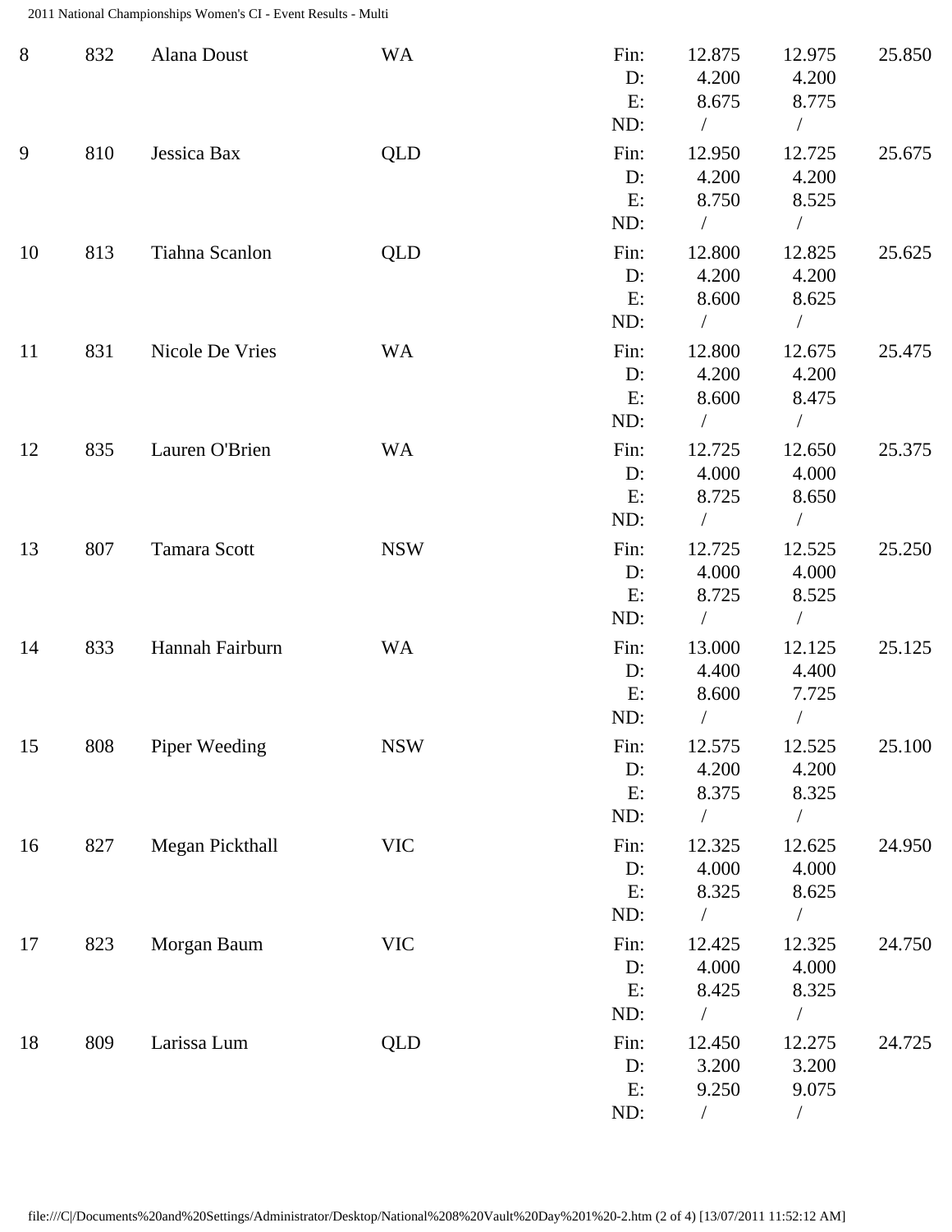| Rank | No. | Name | State | | Vault 1 | Vault 2 | Total |
|---|---|---|---|---|---|---|---|
| 8 | 832 | Alana Doust | WA | Fin: | 12.875 | 12.975 | 25.850 |
| | | | | D: | 4.200 | 4.200 | |
| | | | | E: | 8.675 | 8.775 | |
| | | | | ND: | / | / | |
| 9 | 810 | Jessica Bax | QLD | Fin: | 12.950 | 12.725 | 25.675 |
| | | | | D: | 4.200 | 4.200 | |
| | | | | E: | 8.750 | 8.525 | |
| | | | | ND: | / | / | |
| 10 | 813 | Tiahna Scanlon | QLD | Fin: | 12.800 | 12.825 | 25.625 |
| | | | | D: | 4.200 | 4.200 | |
| | | | | E: | 8.600 | 8.625 | |
| | | | | ND: | / | / | |
| 11 | 831 | Nicole De Vries | WA | Fin: | 12.800 | 12.675 | 25.475 |
| | | | | D: | 4.200 | 4.200 | |
| | | | | E: | 8.600 | 8.475 | |
| | | | | ND: | / | / | |
| 12 | 835 | Lauren O'Brien | WA | Fin: | 12.725 | 12.650 | 25.375 |
| | | | | D: | 4.000 | 4.000 | |
| | | | | E: | 8.725 | 8.650 | |
| | | | | ND: | / | / | |
| 13 | 807 | Tamara Scott | NSW | Fin: | 12.725 | 12.525 | 25.250 |
| | | | | D: | 4.000 | 4.000 | |
| | | | | E: | 8.725 | 8.525 | |
| | | | | ND: | / | / | |
| 14 | 833 | Hannah Fairburn | WA | Fin: | 13.000 | 12.125 | 25.125 |
| | | | | D: | 4.400 | 4.400 | |
| | | | | E: | 8.600 | 7.725 | |
| | | | | ND: | / | / | |
| 15 | 808 | Piper Weeding | NSW | Fin: | 12.575 | 12.525 | 25.100 |
| | | | | D: | 4.200 | 4.200 | |
| | | | | E: | 8.375 | 8.325 | |
| | | | | ND: | / | / | |
| 16 | 827 | Megan Pickthall | VIC | Fin: | 12.325 | 12.625 | 24.950 |
| | | | | D: | 4.000 | 4.000 | |
| | | | | E: | 8.325 | 8.625 | |
| | | | | ND: | / | / | |
| 17 | 823 | Morgan Baum | VIC | Fin: | 12.425 | 12.325 | 24.750 |
| | | | | D: | 4.000 | 4.000 | |
| | | | | E: | 8.425 | 8.325 | |
| | | | | ND: | / | / | |
| 18 | 809 | Larissa Lum | QLD | Fin: | 12.450 | 12.275 | 24.725 |
| | | | | D: | 3.200 | 3.200 | |
| | | | | E: | 9.250 | 9.075 | |
| | | | | ND: | / | / | |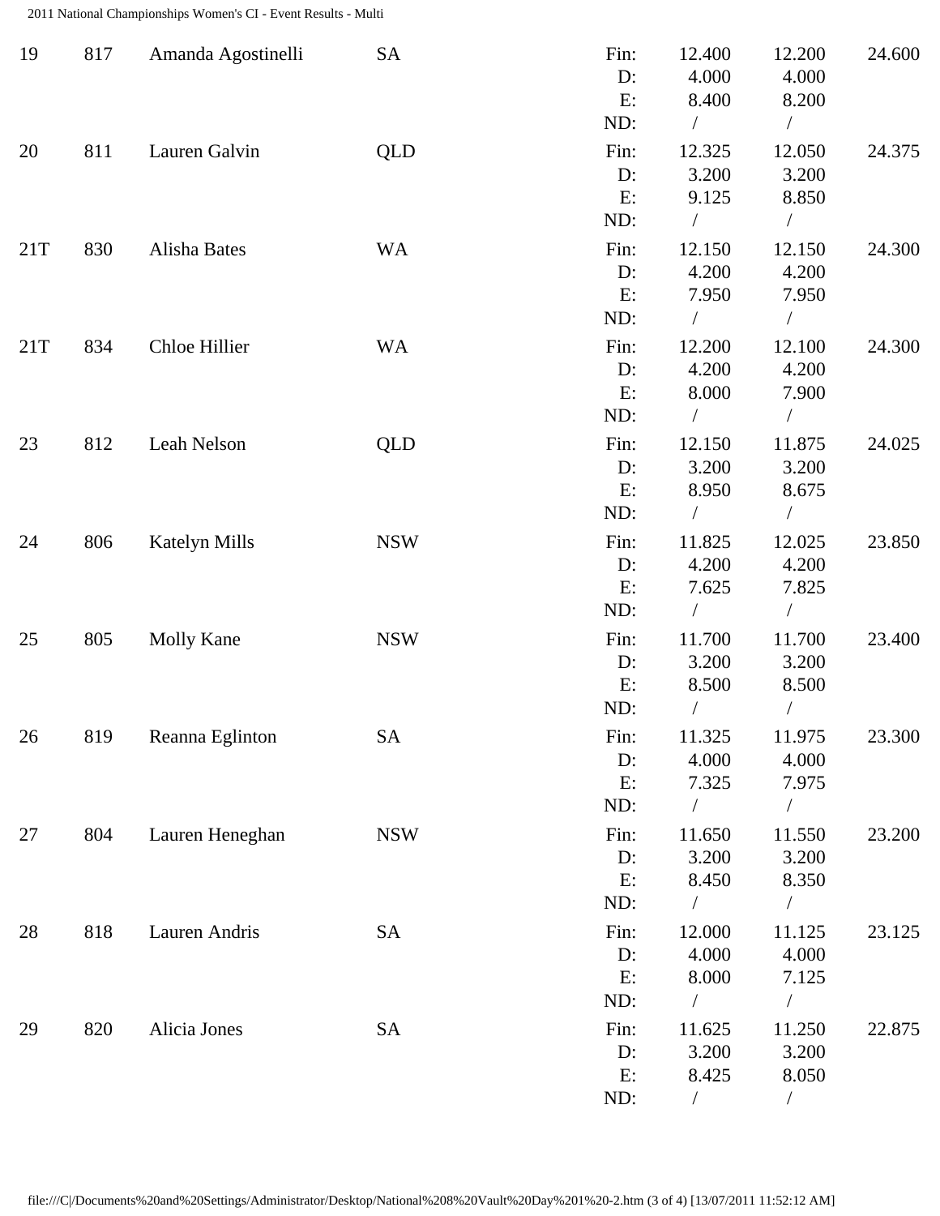| Rank | No. | Name | State | | Vault 1 | Vault 2 | Total |
|---|---|---|---|---|---|---|---|
| 19 | 817 | Amanda Agostinelli | SA | Fin: | 12.400 | 12.200 | 24.600 |
| | | | | D: | 4.000 | 4.000 | |
| | | | | E: | 8.400 | 8.200 | |
| | | | | ND: | / | / | |
| 20 | 811 | Lauren Galvin | QLD | Fin: | 12.325 | 12.050 | 24.375 |
| | | | | D: | 3.200 | 3.200 | |
| | | | | E: | 9.125 | 8.850 | |
| | | | | ND: | / | / | |
| 21T | 830 | Alisha Bates | WA | Fin: | 12.150 | 12.150 | 24.300 |
| | | | | D: | 4.200 | 4.200 | |
| | | | | E: | 7.950 | 7.950 | |
| | | | | ND: | / | / | |
| 21T | 834 | Chloe Hillier | WA | Fin: | 12.200 | 12.100 | 24.300 |
| | | | | D: | 4.200 | 4.200 | |
| | | | | E: | 8.000 | 7.900 | |
| | | | | ND: | / | / | |
| 23 | 812 | Leah Nelson | QLD | Fin: | 12.150 | 11.875 | 24.025 |
| | | | | D: | 3.200 | 3.200 | |
| | | | | E: | 8.950 | 8.675 | |
| | | | | ND: | / | / | |
| 24 | 806 | Katelyn Mills | NSW | Fin: | 11.825 | 12.025 | 23.850 |
| | | | | D: | 4.200 | 4.200 | |
| | | | | E: | 7.625 | 7.825 | |
| | | | | ND: | / | / | |
| 25 | 805 | Molly Kane | NSW | Fin: | 11.700 | 11.700 | 23.400 |
| | | | | D: | 3.200 | 3.200 | |
| | | | | E: | 8.500 | 8.500 | |
| | | | | ND: | / | / | |
| 26 | 819 | Reanna Eglinton | SA | Fin: | 11.325 | 11.975 | 23.300 |
| | | | | D: | 4.000 | 4.000 | |
| | | | | E: | 7.325 | 7.975 | |
| | | | | ND: | / | / | |
| 27 | 804 | Lauren Heneghan | NSW | Fin: | 11.650 | 11.550 | 23.200 |
| | | | | D: | 3.200 | 3.200 | |
| | | | | E: | 8.450 | 8.350 | |
| | | | | ND: | / | / | |
| 28 | 818 | Lauren Andris | SA | Fin: | 12.000 | 11.125 | 23.125 |
| | | | | D: | 4.000 | 4.000 | |
| | | | | E: | 8.000 | 7.125 | |
| | | | | ND: | / | / | |
| 29 | 820 | Alicia Jones | SA | Fin: | 11.625 | 11.250 | 22.875 |
| | | | | D: | 3.200 | 3.200 | |
| | | | | E: | 8.425 | 8.050 | |
| | | | | ND: | / | / | |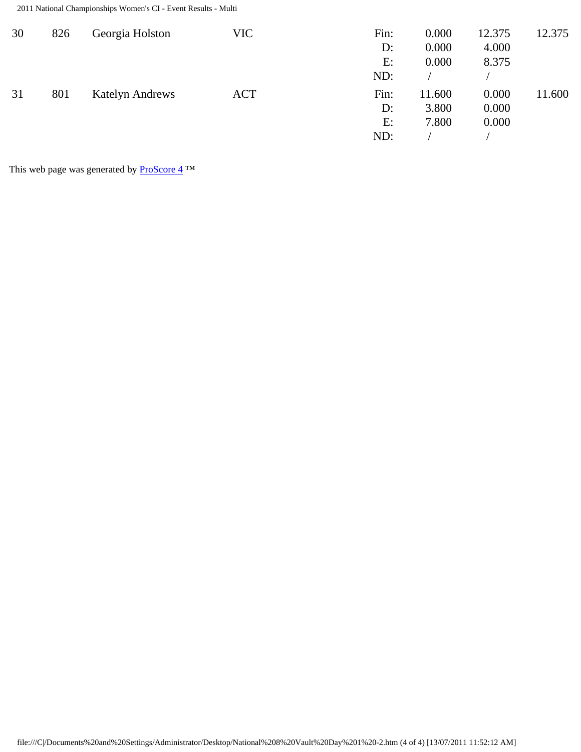| | | | | | | | |
|---|---|---|---|---|---|---|---|
| 30 | 826 | Georgia Holston | VIC | Fin: | 0.000 | 12.375 | 12.375 |
| | | | | D: | 0.000 | 4.000 | |
| | | | | E: | 0.000 | 8.375 | |
| | | | | ND: | / | / | |
| 31 | 801 | Katelyn Andrews | ACT | Fin: | 11.600 | 0.000 | 11.600 |
| | | | | D: | 3.800 | 0.000 | |
| | | | | E: | 7.800 | 0.000 | |
| | | | | ND: | / | / | |

This web page was generated by ProScore 4 ™